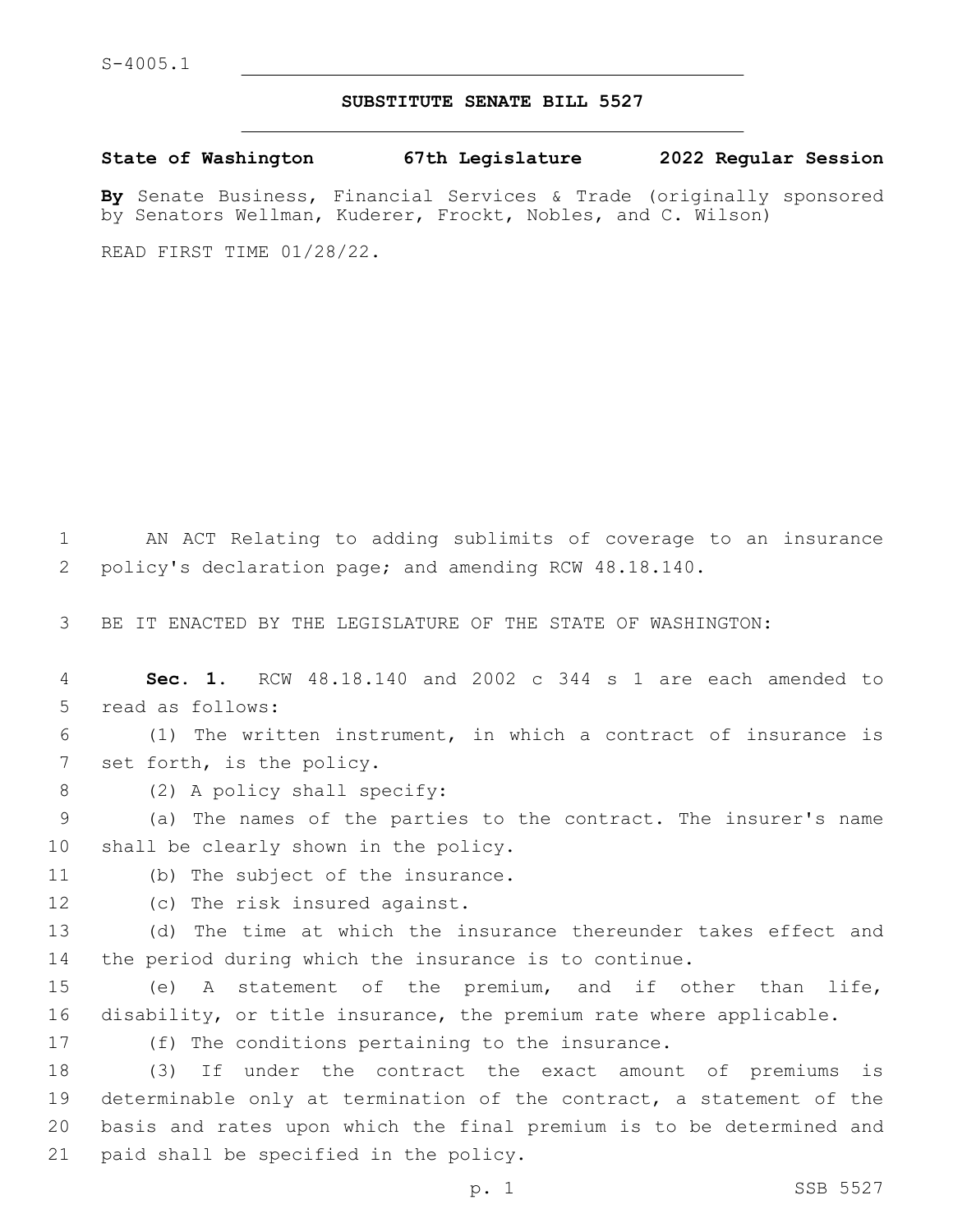S-4005.1

# SUBSTITUTE SENATE BILL 5527

**State of Washington 67th Legislature 2022 Regular Session**

**By** Senate Business, Financial Services & Trade (originally sponsored by Senators Wellman, Kuderer, Frockt, Nobles, and C. Wilson)

READ FIRST TIME 01/28/22.

AN ACT Relating to adding sublimits of coverage to an insurance policy's declaration page; and amending RCW 48.18.140.

BE IT ENACTED BY THE LEGISLATURE OF THE STATE OF WASHINGTON:

**Sec. 1.** RCW 48.18.140 and 2002 c 344 s 1 are each amended to read as follows:

(1) The written instrument, in which a contract of insurance is set forth, is the policy.

(2) A policy shall specify:

(a) The names of the parties to the contract. The insurer's name shall be clearly shown in the policy.

(b) The subject of the insurance.

(c) The risk insured against.

(d) The time at which the insurance thereunder takes effect and the period during which the insurance is to continue.

(e) A statement of the premium, and if other than life, disability, or title insurance, the premium rate where applicable.

(f) The conditions pertaining to the insurance.

(3) If under the contract the exact amount of premiums is determinable only at termination of the contract, a statement of the basis and rates upon which the final premium is to be determined and paid shall be specified in the policy.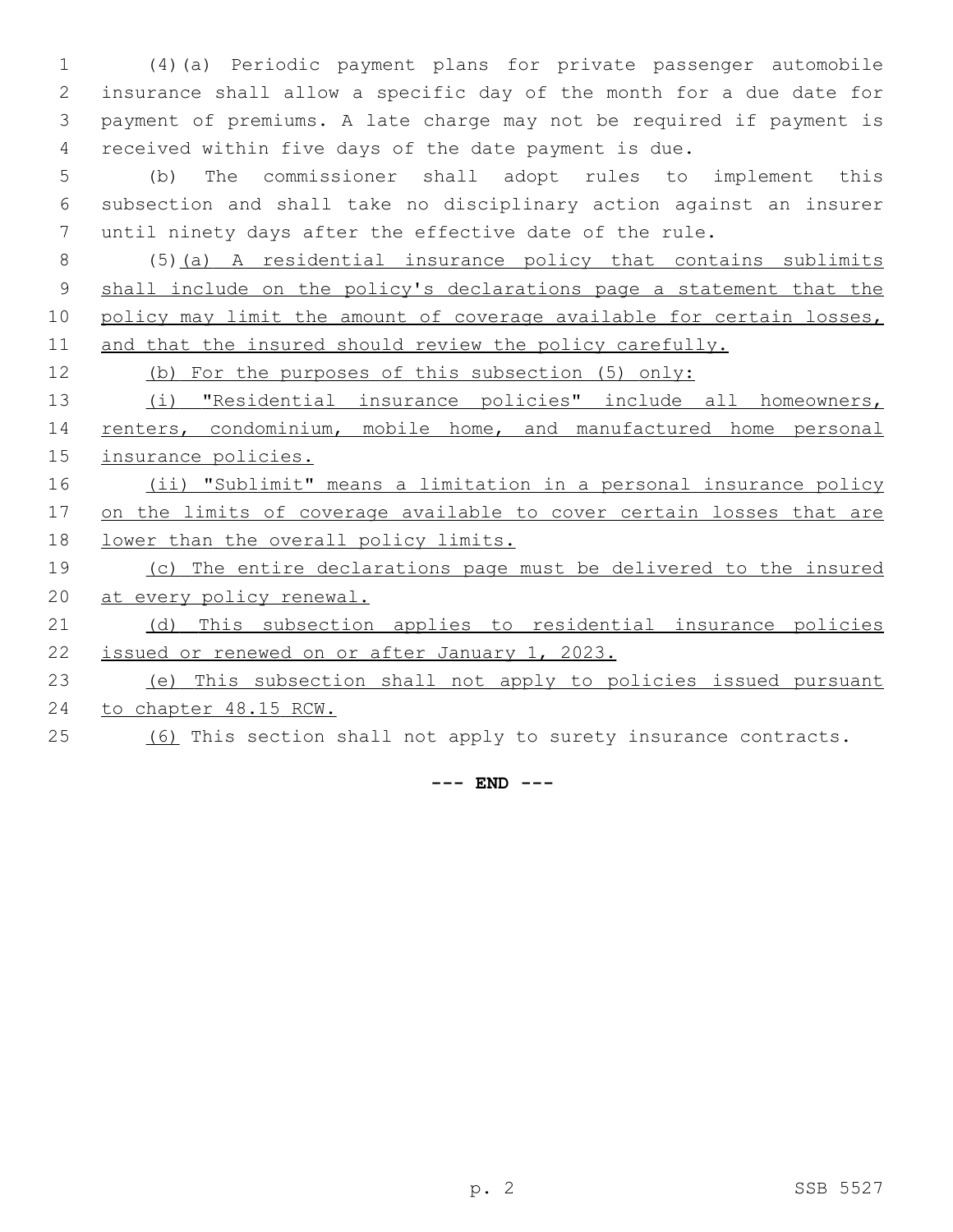(4)(a) Periodic payment plans for private passenger automobile insurance shall allow a specific day of the month for a due date for payment of premiums. A late charge may not be required if payment is received within five days of the date payment is due.

(b) The commissioner shall adopt rules to implement this subsection and shall take no disciplinary action against an insurer until ninety days after the effective date of the rule.

(5)<u>(a) A residential insurance policy that contains sublimits shall include on the policy's declarations page a statement that the policy may limit the amount of coverage available for certain losses, and that the insured should review the policy carefully.</u>

<u>(b) For the purposes of this subsection (5) only:</u>

<u>(i) "Residential insurance policies" include all homeowners, renters, condominium, mobile home, and manufactured home personal insurance policies.</u>

<u>(ii) "Sublimit" means a limitation in a personal insurance policy on the limits of coverage available to cover certain losses that are lower than the overall policy limits.</u>

<u>(c) The entire declarations page must be delivered to the insured at every policy renewal.</u>

<u>(d) This subsection applies to residential insurance policies issued or renewed on or after January 1, 2023.</u>

<u>(e) This subsection shall not apply to policies issued pursuant to chapter 48.15 RCW.</u>

<u>(6)</u> This section shall not apply to surety insurance contracts.

**--- END ---**